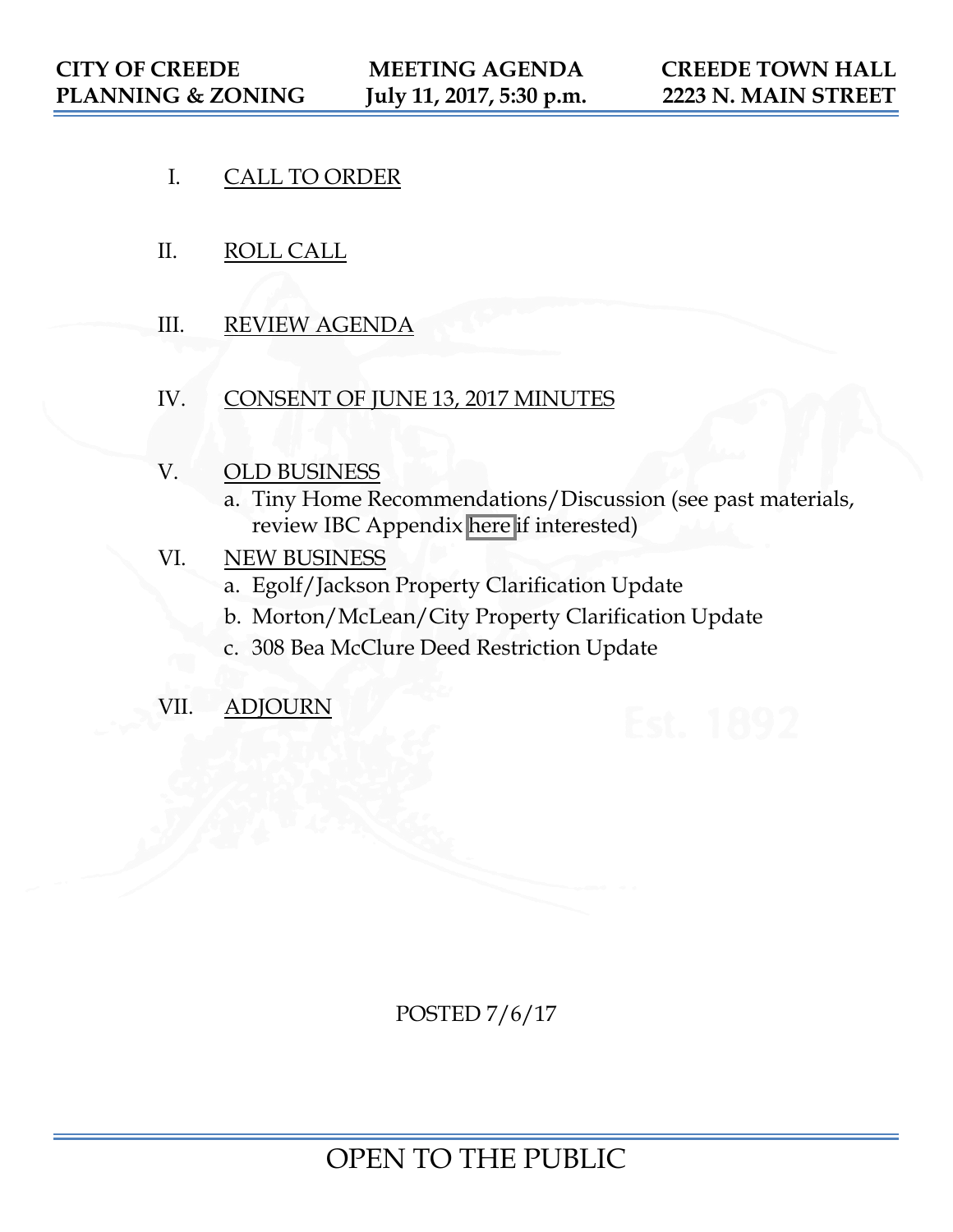**CITY OF CREEDE PLANNING & ZONING** | **MEETING AGENDA July 11, 2017, 5:30 p.m.** | **CREEDE TOWN HALL 2223 N. MAIN STREET**

I. CALL TO ORDER

II. ROLL CALL

III. REVIEW AGENDA

IV. CONSENT OF JUNE 13, 2017 MINUTES

V. OLD BUSINESS
   a. Tiny Home Recommendations/Discussion (see past materials, review IBC Appendix here if interested)

VI. NEW BUSINESS
   a. Egolf/Jackson Property Clarification Update
   b. Morton/McLean/City Property Clarification Update
   c. 308 Bea McClure Deed Restriction Update

VII. ADJOURN

POSTED 7/6/17

OPEN TO THE PUBLIC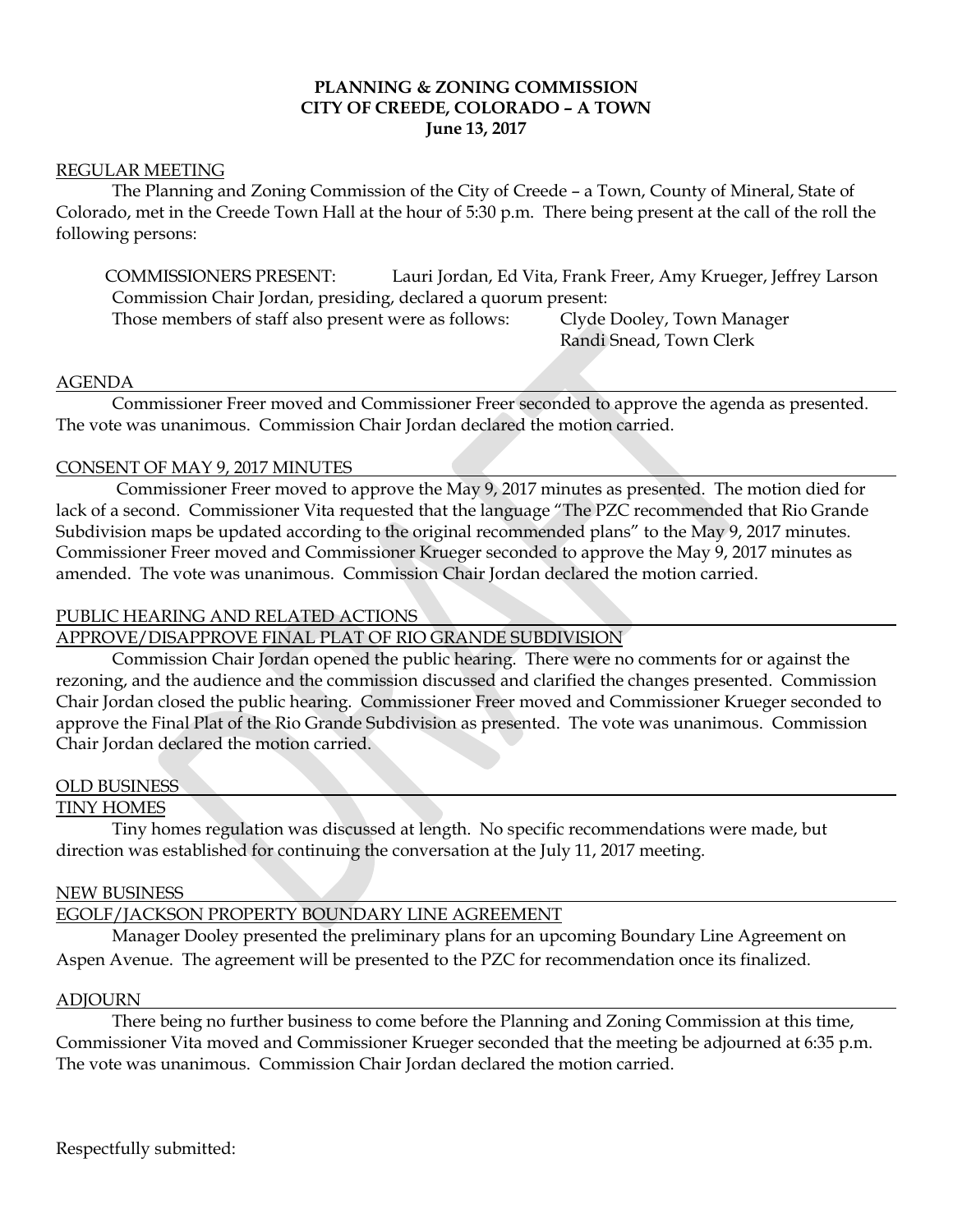**PLANNING & ZONING COMMISSION**
**CITY OF CREEDE, COLORADO – A TOWN**
**June 13, 2017**

REGULAR MEETING

The Planning and Zoning Commission of the City of Creede – a Town, County of Mineral, State of Colorado, met in the Creede Town Hall at the hour of 5:30 p.m. There being present at the call of the roll the following persons:

COMMISSIONERS PRESENT: Lauri Jordan, Ed Vita, Frank Freer, Amy Krueger, Jeffrey Larson
Commission Chair Jordan, presiding, declared a quorum present:
Those members of staff also present were as follows: Clyde Dooley, Town Manager
Randi Snead, Town Clerk

AGENDA

Commissioner Freer moved and Commissioner Freer seconded to approve the agenda as presented. The vote was unanimous. Commission Chair Jordan declared the motion carried.

CONSENT OF MAY 9, 2017 MINUTES

Commissioner Freer moved to approve the May 9, 2017 minutes as presented. The motion died for lack of a second. Commissioner Vita requested that the language "The PZC recommended that Rio Grande Subdivision maps be updated according to the original recommended plans" to the May 9, 2017 minutes. Commissioner Freer moved and Commissioner Krueger seconded to approve the May 9, 2017 minutes as amended. The vote was unanimous. Commission Chair Jordan declared the motion carried.

PUBLIC HEARING AND RELATED ACTIONS

APPROVE/DISAPPROVE FINAL PLAT OF RIO GRANDE SUBDIVISION

Commission Chair Jordan opened the public hearing. There were no comments for or against the rezoning, and the audience and the commission discussed and clarified the changes presented. Commission Chair Jordan closed the public hearing. Commissioner Freer moved and Commissioner Krueger seconded to approve the Final Plat of the Rio Grande Subdivision as presented. The vote was unanimous. Commission Chair Jordan declared the motion carried.

OLD BUSINESS

TINY HOMES

Tiny homes regulation was discussed at length. No specific recommendations were made, but direction was established for continuing the conversation at the July 11, 2017 meeting.

NEW BUSINESS

EGOLF/JACKSON PROPERTY BOUNDARY LINE AGREEMENT

Manager Dooley presented the preliminary plans for an upcoming Boundary Line Agreement on Aspen Avenue. The agreement will be presented to the PZC for recommendation once its finalized.

ADJOURN

There being no further business to come before the Planning and Zoning Commission at this time, Commissioner Vita moved and Commissioner Krueger seconded that the meeting be adjourned at 6:35 p.m. The vote was unanimous. Commission Chair Jordan declared the motion carried.

Respectfully submitted: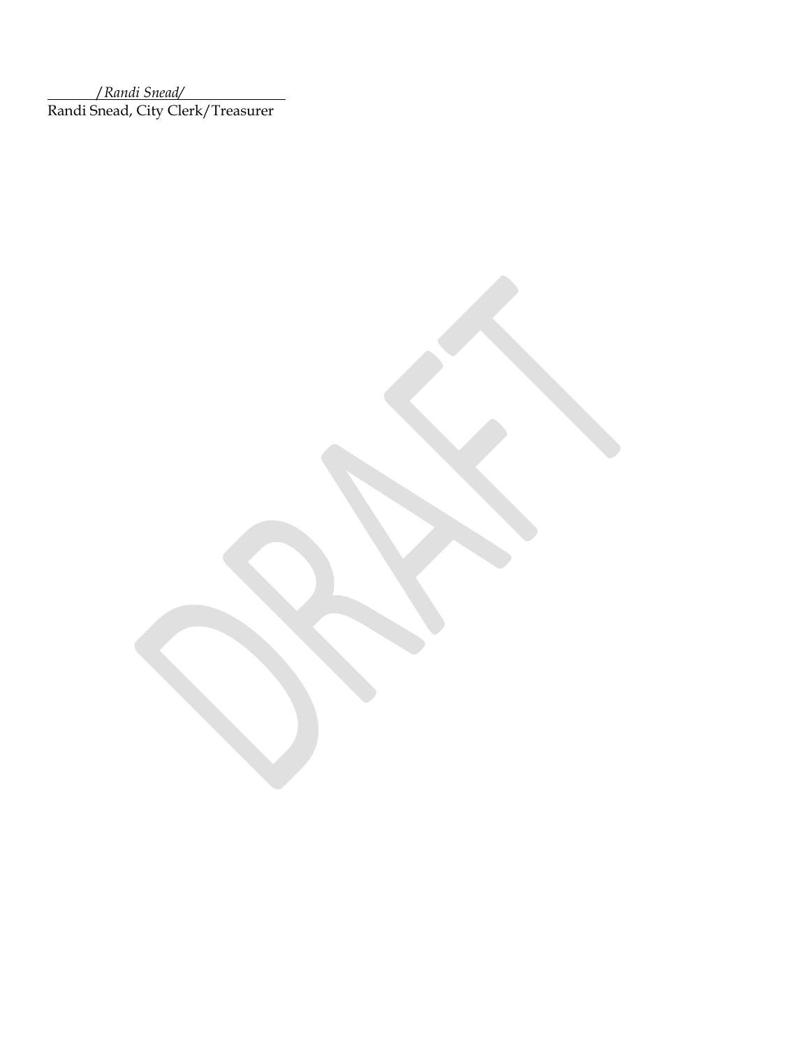*/Randi Snead/*

Randi Snead, City Clerk/Treasurer

DRAFT